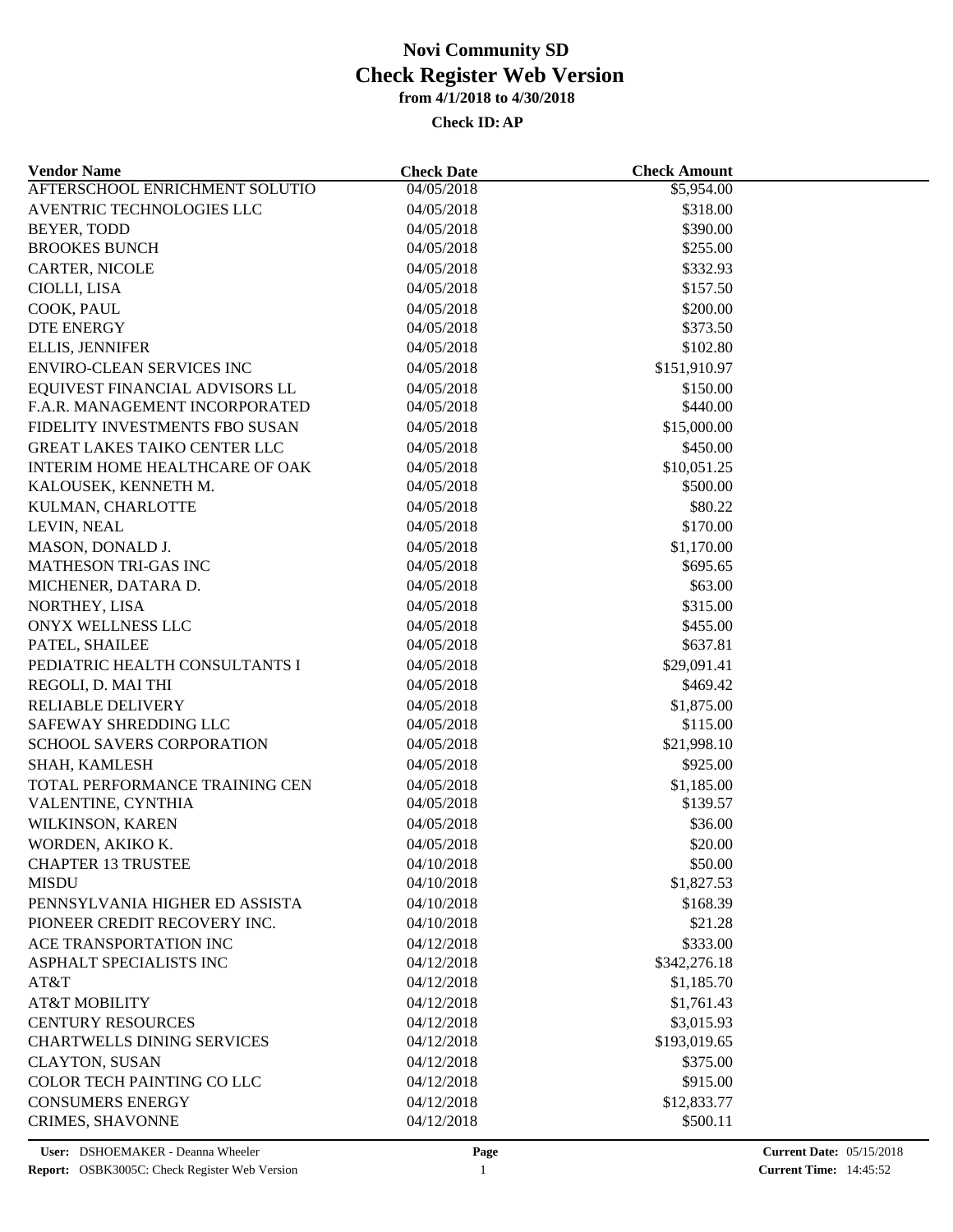# Novi Community SD
# Check Register Web Version
### from 4/1/2018 to 4/30/2018
### Check ID: AP

| Vendor Name | Check Date | Check Amount |
|---|---|---|
| AFTERSCHOOL ENRICHMENT SOLUTIO | 04/05/2018 | $5,954.00 |
| AVENTRIC TECHNOLOGIES LLC | 04/05/2018 | $318.00 |
| BEYER, TODD | 04/05/2018 | $390.00 |
| BROOKES BUNCH | 04/05/2018 | $255.00 |
| CARTER, NICOLE | 04/05/2018 | $332.93 |
| CIOLLI, LISA | 04/05/2018 | $157.50 |
| COOK, PAUL | 04/05/2018 | $200.00 |
| DTE ENERGY | 04/05/2018 | $373.50 |
| ELLIS, JENNIFER | 04/05/2018 | $102.80 |
| ENVIRO-CLEAN SERVICES INC | 04/05/2018 | $151,910.97 |
| EQUIVEST FINANCIAL ADVISORS LL | 04/05/2018 | $150.00 |
| F.A.R. MANAGEMENT INCORPORATED | 04/05/2018 | $440.00 |
| FIDELITY INVESTMENTS FBO SUSAN | 04/05/2018 | $15,000.00 |
| GREAT LAKES TAIKO CENTER LLC | 04/05/2018 | $450.00 |
| INTERIM HOME HEALTHCARE OF OAK | 04/05/2018 | $10,051.25 |
| KALOUSEK, KENNETH M. | 04/05/2018 | $500.00 |
| KULMAN, CHARLOTTE | 04/05/2018 | $80.22 |
| LEVIN, NEAL | 04/05/2018 | $170.00 |
| MASON, DONALD J. | 04/05/2018 | $1,170.00 |
| MATHESON TRI-GAS INC | 04/05/2018 | $695.65 |
| MICHENER, DATARA D. | 04/05/2018 | $63.00 |
| NORTHEY, LISA | 04/05/2018 | $315.00 |
| ONYX WELLNESS LLC | 04/05/2018 | $455.00 |
| PATEL, SHAILEE | 04/05/2018 | $637.81 |
| PEDIATRIC HEALTH CONSULTANTS I | 04/05/2018 | $29,091.41 |
| REGOLI, D. MAI THI | 04/05/2018 | $469.42 |
| RELIABLE DELIVERY | 04/05/2018 | $1,875.00 |
| SAFEWAY SHREDDING LLC | 04/05/2018 | $115.00 |
| SCHOOL SAVERS CORPORATION | 04/05/2018 | $21,998.10 |
| SHAH, KAMLESH | 04/05/2018 | $925.00 |
| TOTAL PERFORMANCE TRAINING CEN | 04/05/2018 | $1,185.00 |
| VALENTINE, CYNTHIA | 04/05/2018 | $139.57 |
| WILKINSON, KAREN | 04/05/2018 | $36.00 |
| WORDEN, AKIKO K. | 04/05/2018 | $20.00 |
| CHAPTER 13 TRUSTEE | 04/10/2018 | $50.00 |
| MISDU | 04/10/2018 | $1,827.53 |
| PENNSYLVANIA HIGHER ED ASSISTA | 04/10/2018 | $168.39 |
| PIONEER CREDIT RECOVERY INC. | 04/10/2018 | $21.28 |
| ACE TRANSPORTATION INC | 04/12/2018 | $333.00 |
| ASPHALT SPECIALISTS INC | 04/12/2018 | $342,276.18 |
| AT&T | 04/12/2018 | $1,185.70 |
| AT&T MOBILITY | 04/12/2018 | $1,761.43 |
| CENTURY RESOURCES | 04/12/2018 | $3,015.93 |
| CHARTWELLS DINING SERVICES | 04/12/2018 | $193,019.65 |
| CLAYTON, SUSAN | 04/12/2018 | $375.00 |
| COLOR TECH PAINTING CO LLC | 04/12/2018 | $915.00 |
| CONSUMERS ENERGY | 04/12/2018 | $12,833.77 |
| CRIMES, SHAVONNE | 04/12/2018 | $500.11 |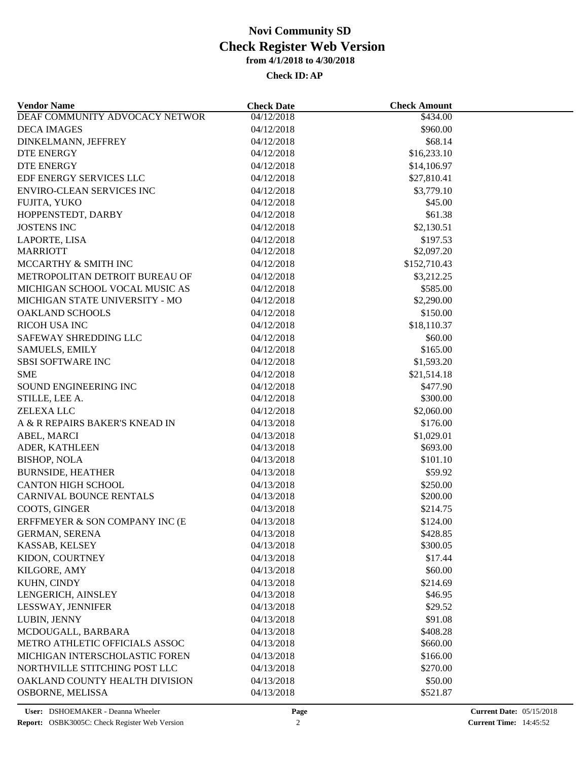# Novi Community SD
# Check Register Web Version
### from 4/1/2018 to 4/30/2018

**Check ID: AP**

| Vendor Name | Check Date | Check Amount |
|---|---|---|
| DEAF COMMUNITY ADVOCACY NETWOR | 04/12/2018 | $434.00 |
| DECA IMAGES | 04/12/2018 | $960.00 |
| DINKELMANN, JEFFREY | 04/12/2018 | $68.14 |
| DTE ENERGY | 04/12/2018 | $16,233.10 |
| DTE ENERGY | 04/12/2018 | $14,106.97 |
| EDF ENERGY SERVICES LLC | 04/12/2018 | $27,810.41 |
| ENVIRO-CLEAN SERVICES INC | 04/12/2018 | $3,779.10 |
| FUJITA, YUKO | 04/12/2018 | $45.00 |
| HOPPENSTEDT, DARBY | 04/12/2018 | $61.38 |
| JOSTENS INC | 04/12/2018 | $2,130.51 |
| LAPORTE, LISA | 04/12/2018 | $197.53 |
| MARRIOTT | 04/12/2018 | $2,097.20 |
| MCCARTHY & SMITH INC | 04/12/2018 | $152,710.43 |
| METROPOLITAN DETROIT BUREAU OF | 04/12/2018 | $3,212.25 |
| MICHIGAN SCHOOL VOCAL MUSIC AS | 04/12/2018 | $585.00 |
| MICHIGAN STATE UNIVERSITY - MO | 04/12/2018 | $2,290.00 |
| OAKLAND SCHOOLS | 04/12/2018 | $150.00 |
| RICOH USA INC | 04/12/2018 | $18,110.37 |
| SAFEWAY SHREDDING LLC | 04/12/2018 | $60.00 |
| SAMUELS, EMILY | 04/12/2018 | $165.00 |
| SBSI SOFTWARE INC | 04/12/2018 | $1,593.20 |
| SME | 04/12/2018 | $21,514.18 |
| SOUND ENGINEERING INC | 04/12/2018 | $477.90 |
| STILLE, LEE A. | 04/12/2018 | $300.00 |
| ZELEXA LLC | 04/12/2018 | $2,060.00 |
| A & R REPAIRS BAKER'S KNEAD IN | 04/13/2018 | $176.00 |
| ABEL, MARCI | 04/13/2018 | $1,029.01 |
| ADER, KATHLEEN | 04/13/2018 | $693.00 |
| BISHOP, NOLA | 04/13/2018 | $101.10 |
| BURNSIDE, HEATHER | 04/13/2018 | $59.92 |
| CANTON HIGH SCHOOL | 04/13/2018 | $250.00 |
| CARNIVAL BOUNCE RENTALS | 04/13/2018 | $200.00 |
| COOTS, GINGER | 04/13/2018 | $214.75 |
| ERFFMEYER & SON COMPANY INC (E | 04/13/2018 | $124.00 |
| GERMAN, SERENA | 04/13/2018 | $428.85 |
| KASSAB, KELSEY | 04/13/2018 | $300.05 |
| KIDON, COURTNEY | 04/13/2018 | $17.44 |
| KILGORE, AMY | 04/13/2018 | $60.00 |
| KUHN, CINDY | 04/13/2018 | $214.69 |
| LENGERICH, AINSLEY | 04/13/2018 | $46.95 |
| LESSWAY, JENNIFER | 04/13/2018 | $29.52 |
| LUBIN, JENNY | 04/13/2018 | $91.08 |
| MCDOUGALL, BARBARA | 04/13/2018 | $408.28 |
| METRO ATHLETIC OFFICIALS ASSOC | 04/13/2018 | $660.00 |
| MICHIGAN INTERSCHOLASTIC FOREN | 04/13/2018 | $166.00 |
| NORTHVILLE STITCHING POST LLC | 04/13/2018 | $270.00 |
| OAKLAND COUNTY HEALTH DIVISION | 04/13/2018 | $50.00 |
| OSBORNE, MELISSA | 04/13/2018 | $521.87 |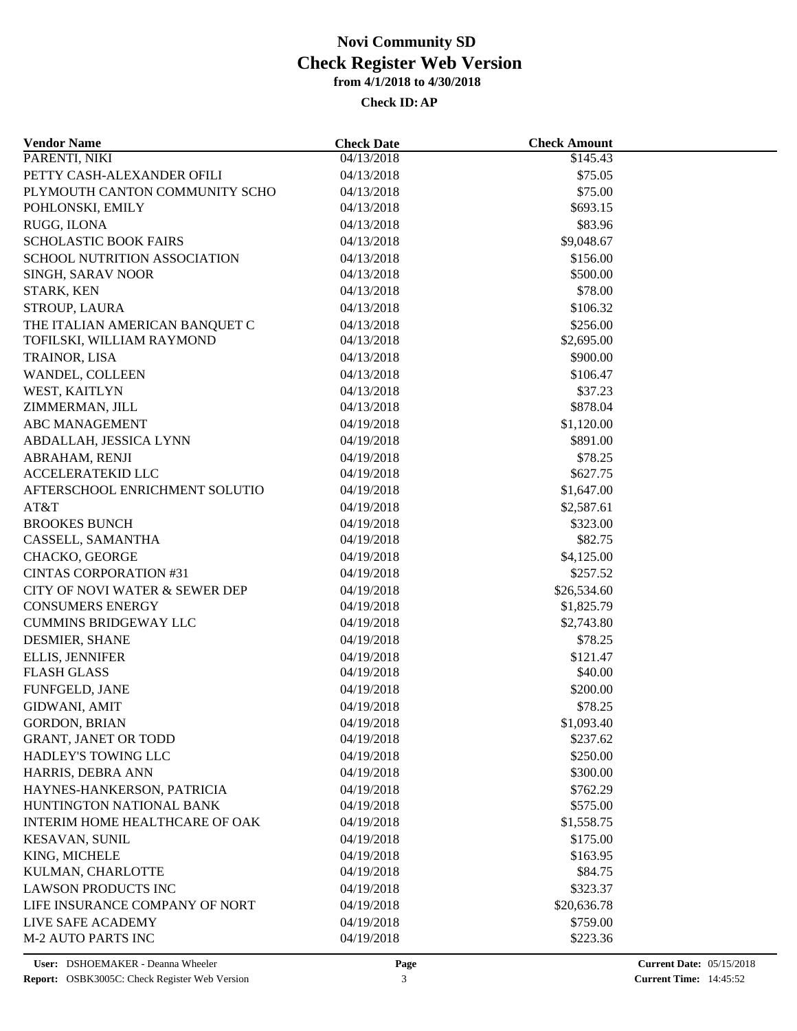# Novi Community SD

## Check Register Web Version

**from 4/1/2018 to 4/30/2018**

**Check ID: AP**

| Vendor Name | Check Date | Check Amount |
|---|---|---|
| PARENTI, NIKI | 04/13/2018 | $145.43 |
| PETTY CASH-ALEXANDER OFILI | 04/13/2018 | $75.05 |
| PLYMOUTH CANTON COMMUNITY SCHO | 04/13/2018 | $75.00 |
| POHLONSKI, EMILY | 04/13/2018 | $693.15 |
| RUGG, ILONA | 04/13/2018 | $83.96 |
| SCHOLASTIC BOOK FAIRS | 04/13/2018 | $9,048.67 |
| SCHOOL NUTRITION ASSOCIATION | 04/13/2018 | $156.00 |
| SINGH, SARAV NOOR | 04/13/2018 | $500.00 |
| STARK, KEN | 04/13/2018 | $78.00 |
| STROUP, LAURA | 04/13/2018 | $106.32 |
| THE ITALIAN AMERICAN BANQUET C | 04/13/2018 | $256.00 |
| TOFILSKI, WILLIAM RAYMOND | 04/13/2018 | $2,695.00 |
| TRAINOR, LISA | 04/13/2018 | $900.00 |
| WANDEL, COLLEEN | 04/13/2018 | $106.47 |
| WEST, KAITLYN | 04/13/2018 | $37.23 |
| ZIMMERMAN, JILL | 04/13/2018 | $878.04 |
| ABC MANAGEMENT | 04/19/2018 | $1,120.00 |
| ABDALLAH, JESSICA LYNN | 04/19/2018 | $891.00 |
| ABRAHAM, RENJI | 04/19/2018 | $78.25 |
| ACCELERATEKID LLC | 04/19/2018 | $627.75 |
| AFTERSCHOOL ENRICHMENT SOLUTIO | 04/19/2018 | $1,647.00 |
| AT&T | 04/19/2018 | $2,587.61 |
| BROOKES BUNCH | 04/19/2018 | $323.00 |
| CASSELL, SAMANTHA | 04/19/2018 | $82.75 |
| CHACKO, GEORGE | 04/19/2018 | $4,125.00 |
| CINTAS CORPORATION #31 | 04/19/2018 | $257.52 |
| CITY OF NOVI WATER & SEWER DEP | 04/19/2018 | $26,534.60 |
| CONSUMERS ENERGY | 04/19/2018 | $1,825.79 |
| CUMMINS BRIDGEWAY LLC | 04/19/2018 | $2,743.80 |
| DESMIER, SHANE | 04/19/2018 | $78.25 |
| ELLIS, JENNIFER | 04/19/2018 | $121.47 |
| FLASH GLASS | 04/19/2018 | $40.00 |
| FUNFGELD, JANE | 04/19/2018 | $200.00 |
| GIDWANI, AMIT | 04/19/2018 | $78.25 |
| GORDON, BRIAN | 04/19/2018 | $1,093.40 |
| GRANT, JANET OR TODD | 04/19/2018 | $237.62 |
| HADLEY'S TOWING LLC | 04/19/2018 | $250.00 |
| HARRIS, DEBRA ANN | 04/19/2018 | $300.00 |
| HAYNES-HANKERSON, PATRICIA | 04/19/2018 | $762.29 |
| HUNTINGTON NATIONAL BANK | 04/19/2018 | $575.00 |
| INTERIM HOME HEALTHCARE OF OAK | 04/19/2018 | $1,558.75 |
| KESAVAN, SUNIL | 04/19/2018 | $175.00 |
| KING, MICHELE | 04/19/2018 | $163.95 |
| KULMAN, CHARLOTTE | 04/19/2018 | $84.75 |
| LAWSON PRODUCTS INC | 04/19/2018 | $323.37 |
| LIFE INSURANCE COMPANY OF NORT | 04/19/2018 | $20,636.78 |
| LIVE SAFE ACADEMY | 04/19/2018 | $759.00 |
| M-2 AUTO PARTS INC | 04/19/2018 | $223.36 |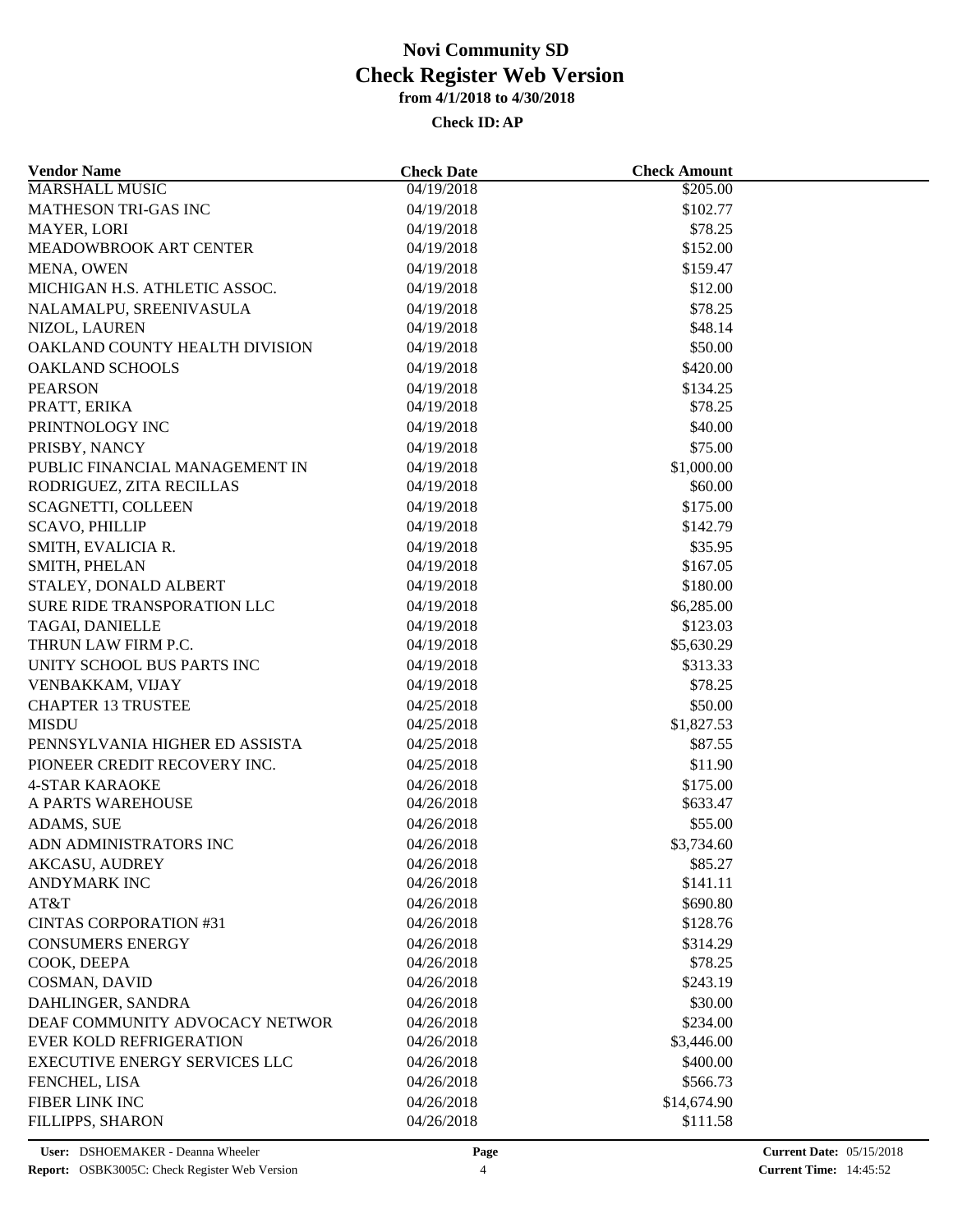# Novi Community SD
## Check Register Web Version
### from 4/1/2018 to 4/30/2018

**Check ID: AP**

| Vendor Name | Check Date | Check Amount |
| --- | --- | --- |
| MARSHALL MUSIC | 04/19/2018 | $205.00 |
| MATHESON TRI-GAS INC | 04/19/2018 | $102.77 |
| MAYER, LORI | 04/19/2018 | $78.25 |
| MEADOWBROOK ART CENTER | 04/19/2018 | $152.00 |
| MENA, OWEN | 04/19/2018 | $159.47 |
| MICHIGAN H.S. ATHLETIC ASSOC. | 04/19/2018 | $12.00 |
| NALAMALPU, SREENIVASULA | 04/19/2018 | $78.25 |
| NIZOL, LAUREN | 04/19/2018 | $48.14 |
| OAKLAND COUNTY HEALTH DIVISION | 04/19/2018 | $50.00 |
| OAKLAND SCHOOLS | 04/19/2018 | $420.00 |
| PEARSON | 04/19/2018 | $134.25 |
| PRATT, ERIKA | 04/19/2018 | $78.25 |
| PRINTNOLOGY INC | 04/19/2018 | $40.00 |
| PRISBY, NANCY | 04/19/2018 | $75.00 |
| PUBLIC FINANCIAL MANAGEMENT IN | 04/19/2018 | $1,000.00 |
| RODRIGUEZ, ZITA RECILLAS | 04/19/2018 | $60.00 |
| SCAGNETTI, COLLEEN | 04/19/2018 | $175.00 |
| SCAVO, PHILLIP | 04/19/2018 | $142.79 |
| SMITH, EVALICIA R. | 04/19/2018 | $35.95 |
| SMITH, PHELAN | 04/19/2018 | $167.05 |
| STALEY, DONALD ALBERT | 04/19/2018 | $180.00 |
| SURE RIDE TRANSPORATION LLC | 04/19/2018 | $6,285.00 |
| TAGAI, DANIELLE | 04/19/2018 | $123.03 |
| THRUN LAW FIRM P.C. | 04/19/2018 | $5,630.29 |
| UNITY SCHOOL BUS PARTS INC | 04/19/2018 | $313.33 |
| VENBAKKAM, VIJAY | 04/19/2018 | $78.25 |
| CHAPTER 13 TRUSTEE | 04/25/2018 | $50.00 |
| MISDU | 04/25/2018 | $1,827.53 |
| PENNSYLVANIA HIGHER ED ASSISTA | 04/25/2018 | $87.55 |
| PIONEER CREDIT RECOVERY INC. | 04/25/2018 | $11.90 |
| 4-STAR KARAOKE | 04/26/2018 | $175.00 |
| A PARTS WAREHOUSE | 04/26/2018 | $633.47 |
| ADAMS, SUE | 04/26/2018 | $55.00 |
| ADN ADMINISTRATORS INC | 04/26/2018 | $3,734.60 |
| AKCASU, AUDREY | 04/26/2018 | $85.27 |
| ANDYMARK INC | 04/26/2018 | $141.11 |
| AT&T | 04/26/2018 | $690.80 |
| CINTAS CORPORATION #31 | 04/26/2018 | $128.76 |
| CONSUMERS ENERGY | 04/26/2018 | $314.29 |
| COOK, DEEPA | 04/26/2018 | $78.25 |
| COSMAN, DAVID | 04/26/2018 | $243.19 |
| DAHLINGER, SANDRA | 04/26/2018 | $30.00 |
| DEAF COMMUNITY ADVOCACY NETWOR | 04/26/2018 | $234.00 |
| EVER KOLD REFRIGERATION | 04/26/2018 | $3,446.00 |
| EXECUTIVE ENERGY SERVICES LLC | 04/26/2018 | $400.00 |
| FENCHEL, LISA | 04/26/2018 | $566.73 |
| FIBER LINK INC | 04/26/2018 | $14,674.90 |
| FILLIPPS, SHARON | 04/26/2018 | $111.58 |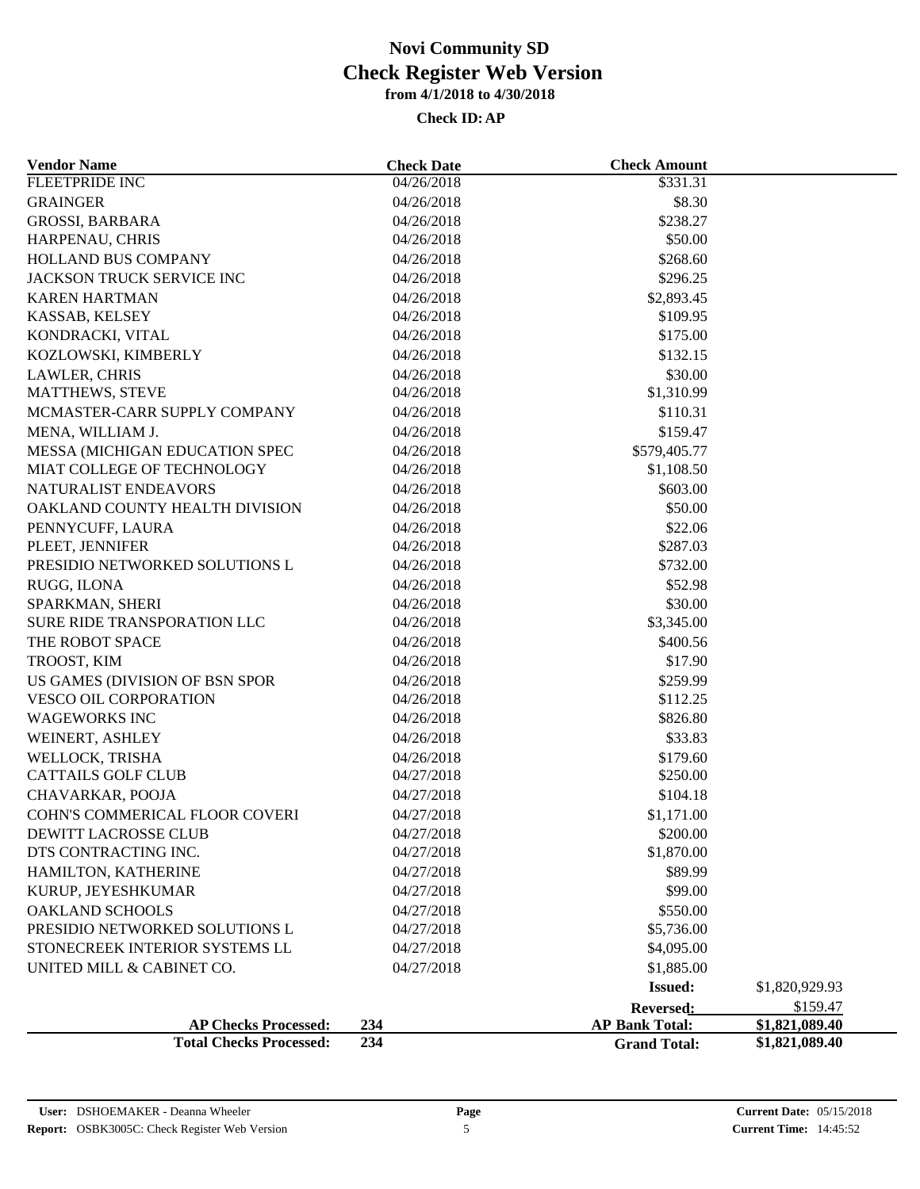# Novi Community SD
## Check Register Web Version
### from 4/1/2018 to 4/30/2018
**Check ID: AP**

| Vendor Name | Check Date | Check Amount | |
|---|---|---|---|
| FLEETPRIDE INC | 04/26/2018 | $331.31 | |
| GRAINGER | 04/26/2018 | $8.30 | |
| GROSSI, BARBARA | 04/26/2018 | $238.27 | |
| HARPENAU, CHRIS | 04/26/2018 | $50.00 | |
| HOLLAND BUS COMPANY | 04/26/2018 | $268.60 | |
| JACKSON TRUCK SERVICE INC | 04/26/2018 | $296.25 | |
| KAREN HARTMAN | 04/26/2018 | $2,893.45 | |
| KASSAB, KELSEY | 04/26/2018 | $109.95 | |
| KONDRACKI, VITAL | 04/26/2018 | $175.00 | |
| KOZLOWSKI, KIMBERLY | 04/26/2018 | $132.15 | |
| LAWLER, CHRIS | 04/26/2018 | $30.00 | |
| MATTHEWS, STEVE | 04/26/2018 | $1,310.99 | |
| MCMASTER-CARR SUPPLY COMPANY | 04/26/2018 | $110.31 | |
| MENA, WILLIAM J. | 04/26/2018 | $159.47 | |
| MESSA (MICHIGAN EDUCATION SPEC | 04/26/2018 | $579,405.77 | |
| MIAT COLLEGE OF TECHNOLOGY | 04/26/2018 | $1,108.50 | |
| NATURALIST ENDEAVORS | 04/26/2018 | $603.00 | |
| OAKLAND COUNTY HEALTH DIVISION | 04/26/2018 | $50.00 | |
| PENNYCUFF, LAURA | 04/26/2018 | $22.06 | |
| PLEET, JENNIFER | 04/26/2018 | $287.03 | |
| PRESIDIO NETWORKED SOLUTIONS L | 04/26/2018 | $732.00 | |
| RUGG, ILONA | 04/26/2018 | $52.98 | |
| SPARKMAN, SHERI | 04/26/2018 | $30.00 | |
| SURE RIDE TRANSPORATION LLC | 04/26/2018 | $3,345.00 | |
| THE ROBOT SPACE | 04/26/2018 | $400.56 | |
| TROOST, KIM | 04/26/2018 | $17.90 | |
| US GAMES (DIVISION OF BSN SPOR | 04/26/2018 | $259.99 | |
| VESCO OIL CORPORATION | 04/26/2018 | $112.25 | |
| WAGEWORKS INC | 04/26/2018 | $826.80 | |
| WEINERT, ASHLEY | 04/26/2018 | $33.83 | |
| WELLOCK, TRISHA | 04/26/2018 | $179.60 | |
| CATTAILS GOLF CLUB | 04/27/2018 | $250.00 | |
| CHAVARKAR, POOJA | 04/27/2018 | $104.18 | |
| COHN'S COMMERICAL FLOOR COVERI | 04/27/2018 | $1,171.00 | |
| DEWITT LACROSSE CLUB | 04/27/2018 | $200.00 | |
| DTS CONTRACTING INC. | 04/27/2018 | $1,870.00 | |
| HAMILTON, KATHERINE | 04/27/2018 | $89.99 | |
| KURUP, JEYESHKUMAR | 04/27/2018 | $99.00 | |
| OAKLAND SCHOOLS | 04/27/2018 | $550.00 | |
| PRESIDIO NETWORKED SOLUTIONS L | 04/27/2018 | $5,736.00 | |
| STONECREEK INTERIOR SYSTEMS LL | 04/27/2018 | $4,095.00 | |
| UNITED MILL & CABINET CO. | 04/27/2018 | $1,885.00 | |
| | | **Issued:** | $1,820,929.93 |
| | | **Reversed:** | $159.47 |
| **AP Checks Processed:** | **234** | **AP Bank Total:** | **$1,821,089.40** |
| **Total Checks Processed:** | **234** | **Grand Total:** | **$1,821,089.40** |

**User:** DSHOEMAKER - Deanna Wheeler
**Report:** OSBK3005C: Check Register Web Version
**Current Date:** 05/15/2018
**Current Time:** 14:45:52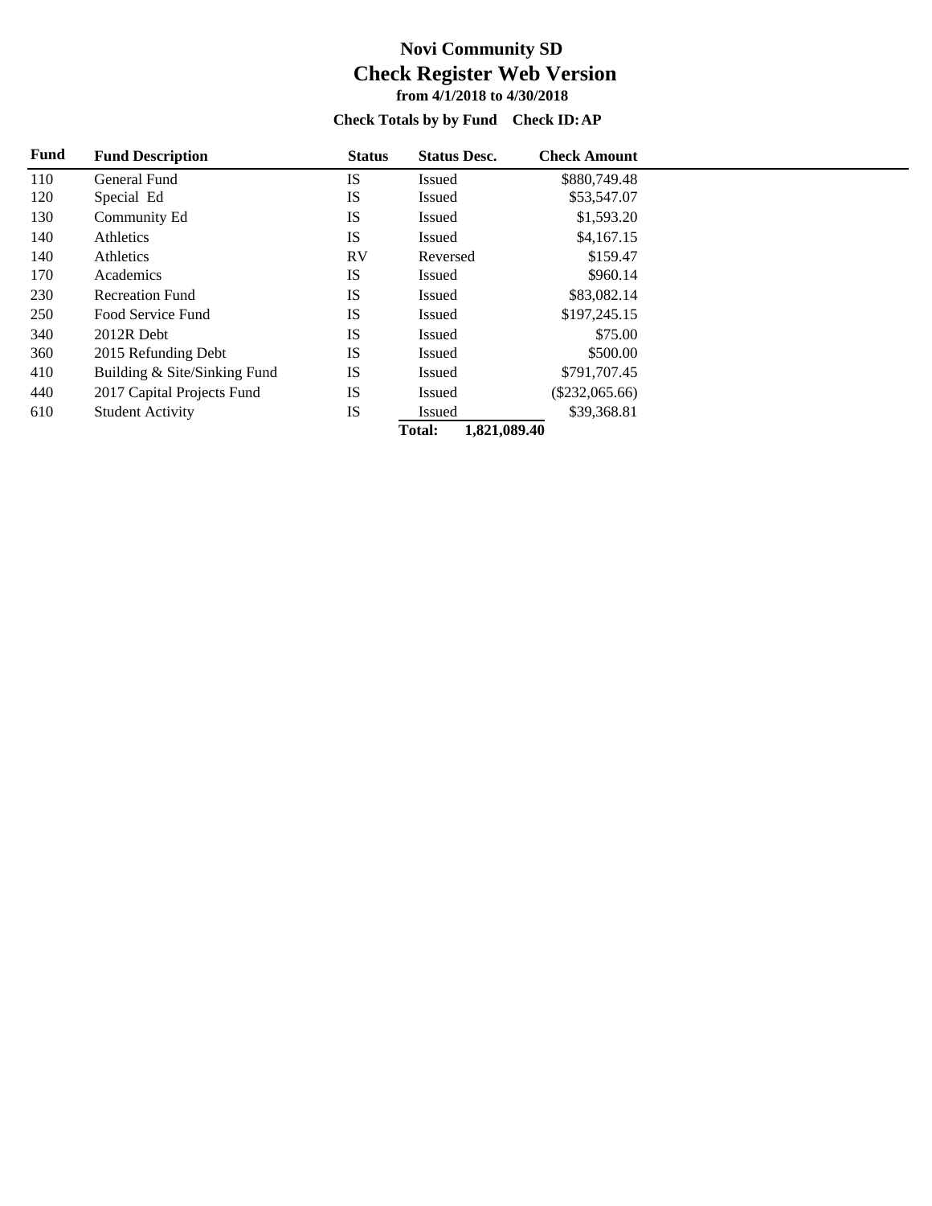# Novi Community SD

## Check Register Web Version

**from 4/1/2018 to 4/30/2018**

**Check Totals by by Fund Check ID: AP**

| Fund | Fund Description | Status | Status Desc. | Check Amount |
|---|---|---|---|---|
| 110 | General Fund | IS | Issued | $880,749.48 |
| 120 | Special Ed | IS | Issued | $53,547.07 |
| 130 | Community Ed | IS | Issued | $1,593.20 |
| 140 | Athletics | IS | Issued | $4,167.15 |
| 140 | Athletics | RV | Reversed | $159.47 |
| 170 | Academics | IS | Issued | $960.14 |
| 230 | Recreation Fund | IS | Issued | $83,082.14 |
| 250 | Food Service Fund | IS | Issued | $197,245.15 |
| 340 | 2012R Debt | IS | Issued | $75.00 |
| 360 | 2015 Refunding Debt | IS | Issued | $500.00 |
| 410 | Building & Site/Sinking Fund | IS | Issued | $791,707.45 |
| 440 | 2017 Capital Projects Fund | IS | Issued | ($232,065.66) |
| 610 | Student Activity | IS | Issued | $39,368.81 |
| | | | **Total:** | **1,821,089.40** |